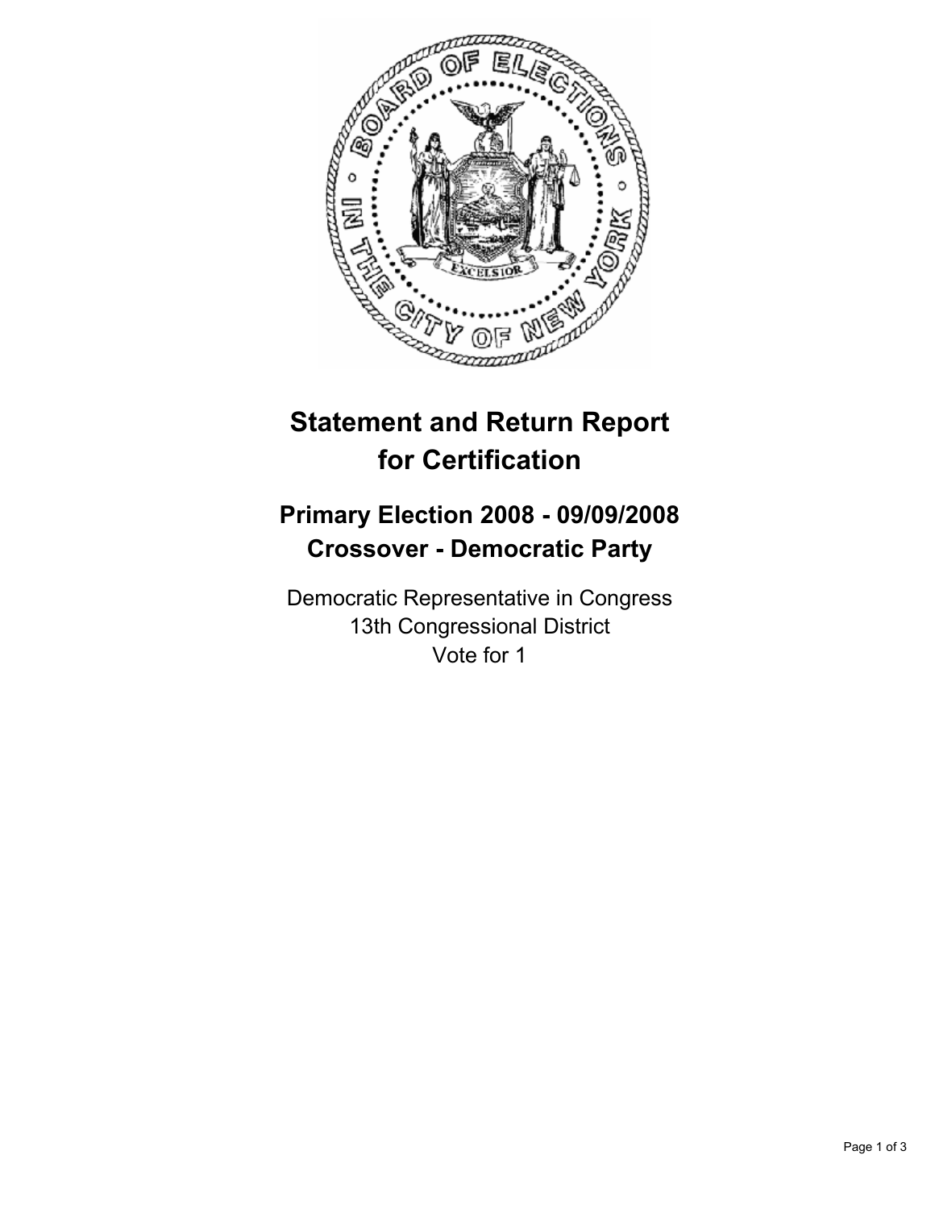# Statement and Return Report for Certification

## Primary Election 2008 - 09/09/2008
## Crossover - Democratic Party

Democratic Representative in Congress
13th Congressional District
Vote for 1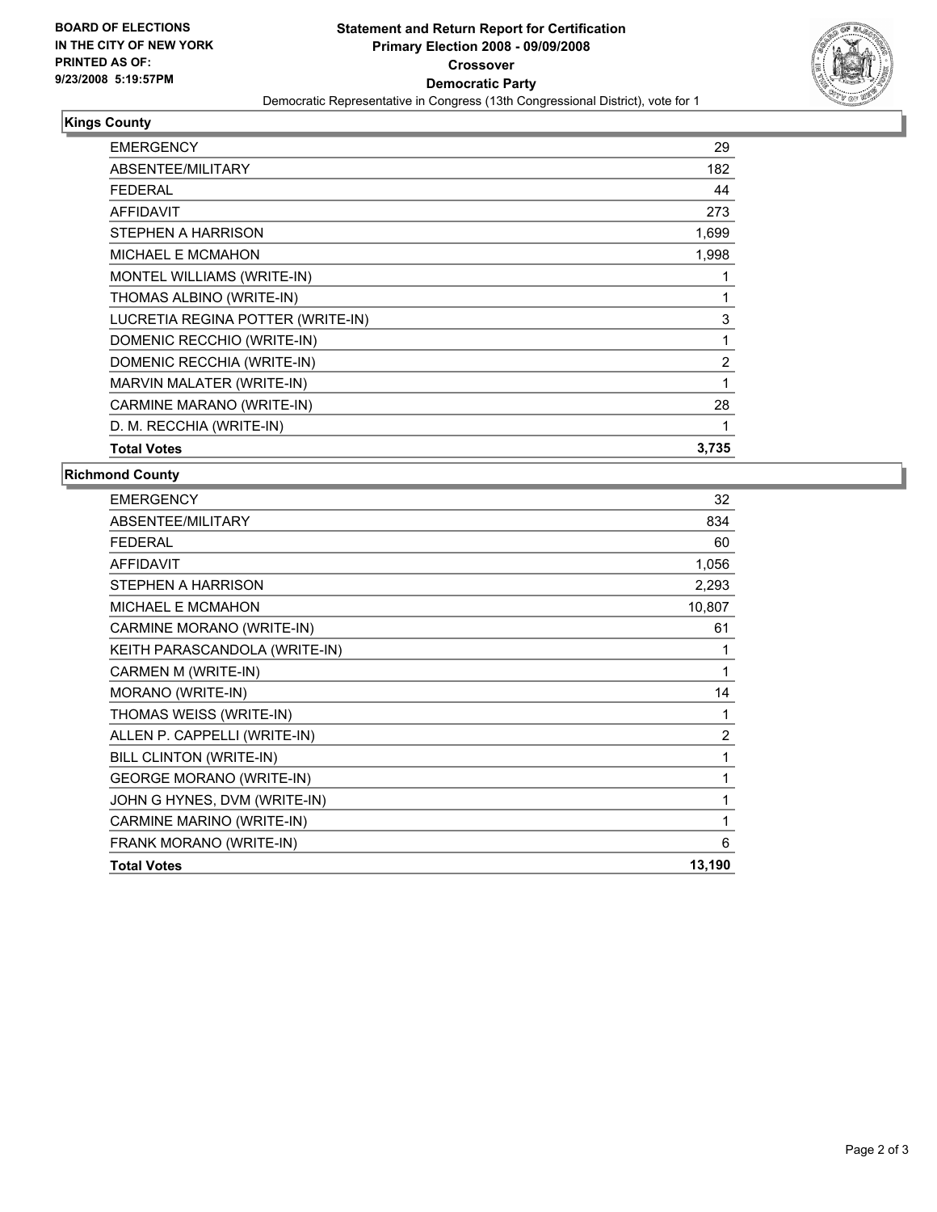BOARD OF ELECTIONS
IN THE CITY OF NEW YORK
PRINTED AS OF:
9/23/2008 5:19:57PM

# Statement and Return Report for Certification
## Primary Election 2008 - 09/09/2008
## Crossover
## Democratic Party

Democratic Representative in Congress (13th Congressional District), vote for 1

### Kings County

| | |
|---|---|
| EMERGENCY | 29 |
| ABSENTEE/MILITARY | 182 |
| FEDERAL | 44 |
| AFFIDAVIT | 273 |
| STEPHEN A HARRISON | 1,699 |
| MICHAEL E MCMAHON | 1,998 |
| MONTEL WILLIAMS (WRITE-IN) | 1 |
| THOMAS ALBINO (WRITE-IN) | 1 |
| LUCRETIA REGINA POTTER (WRITE-IN) | 3 |
| DOMENIC RECCHIO (WRITE-IN) | 1 |
| DOMENIC RECCHIA (WRITE-IN) | 2 |
| MARVIN MALATER (WRITE-IN) | 1 |
| CARMINE MARANO (WRITE-IN) | 28 |
| D. M. RECCHIA (WRITE-IN) | 1 |
| **Total Votes** | **3,735** |

### Richmond County

| | |
|---|---|
| EMERGENCY | 32 |
| ABSENTEE/MILITARY | 834 |
| FEDERAL | 60 |
| AFFIDAVIT | 1,056 |
| STEPHEN A HARRISON | 2,293 |
| MICHAEL E MCMAHON | 10,807 |
| CARMINE MORANO (WRITE-IN) | 61 |
| KEITH PARASCANDOLA (WRITE-IN) | 1 |
| CARMEN M (WRITE-IN) | 1 |
| MORANO (WRITE-IN) | 14 |
| THOMAS WEISS (WRITE-IN) | 1 |
| ALLEN P. CAPPELLI (WRITE-IN) | 2 |
| BILL CLINTON (WRITE-IN) | 1 |
| GEORGE MORANO (WRITE-IN) | 1 |
| JOHN G HYNES, DVM (WRITE-IN) | 1 |
| CARMINE MARINO (WRITE-IN) | 1 |
| FRANK MORANO (WRITE-IN) | 6 |
| **Total Votes** | **13,190** |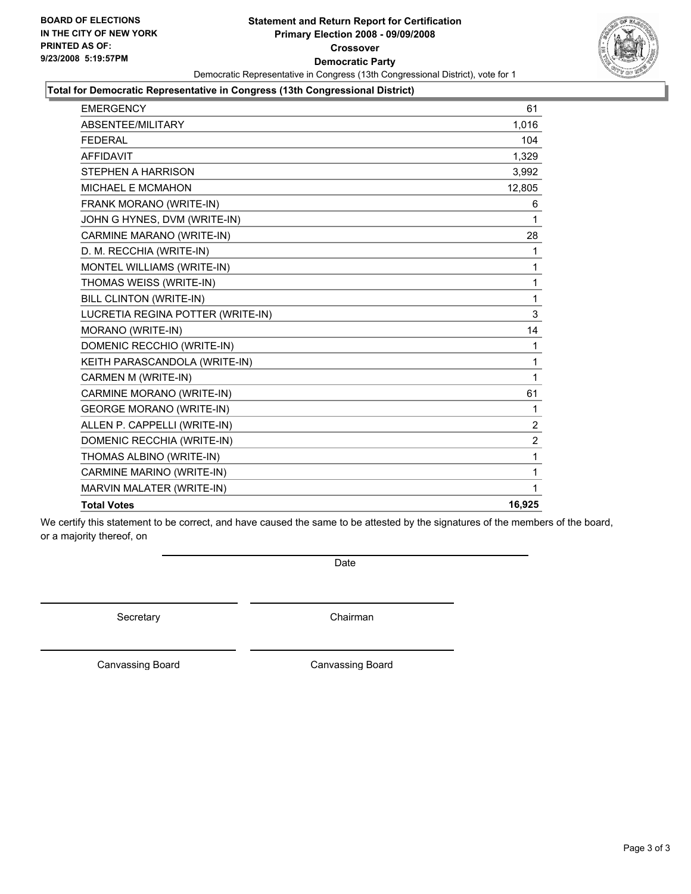BOARD OF ELECTIONS
IN THE CITY OF NEW YORK
PRINTED AS OF:
9/23/2008 5:19:57PM

# Statement and Return Report for Certification
## Primary Election 2008 - 09/09/2008
## Crossover
## Democratic Party

Democratic Representative in Congress (13th Congressional District), vote for 1

**Total for Democratic Representative in Congress (13th Congressional District)**

| | |
|---|---|
| EMERGENCY | 61 |
| ABSENTEE/MILITARY | 1,016 |
| FEDERAL | 104 |
| AFFIDAVIT | 1,329 |
| STEPHEN A HARRISON | 3,992 |
| MICHAEL E MCMAHON | 12,805 |
| FRANK MORANO (WRITE-IN) | 6 |
| JOHN G HYNES, DVM (WRITE-IN) | 1 |
| CARMINE MARANO (WRITE-IN) | 28 |
| D. M. RECCHIA (WRITE-IN) | 1 |
| MONTEL WILLIAMS (WRITE-IN) | 1 |
| THOMAS WEISS (WRITE-IN) | 1 |
| BILL CLINTON (WRITE-IN) | 1 |
| LUCRETIA REGINA POTTER (WRITE-IN) | 3 |
| MORANO (WRITE-IN) | 14 |
| DOMENIC RECCHIO (WRITE-IN) | 1 |
| KEITH PARASCANDOLA (WRITE-IN) | 1 |
| CARMEN M (WRITE-IN) | 1 |
| CARMINE MORANO (WRITE-IN) | 61 |
| GEORGE MORANO (WRITE-IN) | 1 |
| ALLEN P. CAPPELLI (WRITE-IN) | 2 |
| DOMENIC RECCHIA (WRITE-IN) | 2 |
| THOMAS ALBINO (WRITE-IN) | 1 |
| CARMINE MARINO (WRITE-IN) | 1 |
| MARVIN MALATER (WRITE-IN) | 1 |
| **Total Votes** | **16,925** |

We certify this statement to be correct, and have caused the same to be attested by the signatures of the members of the board, or a majority thereof, on

Date

Secretary

Chairman

Canvassing Board

Canvassing Board